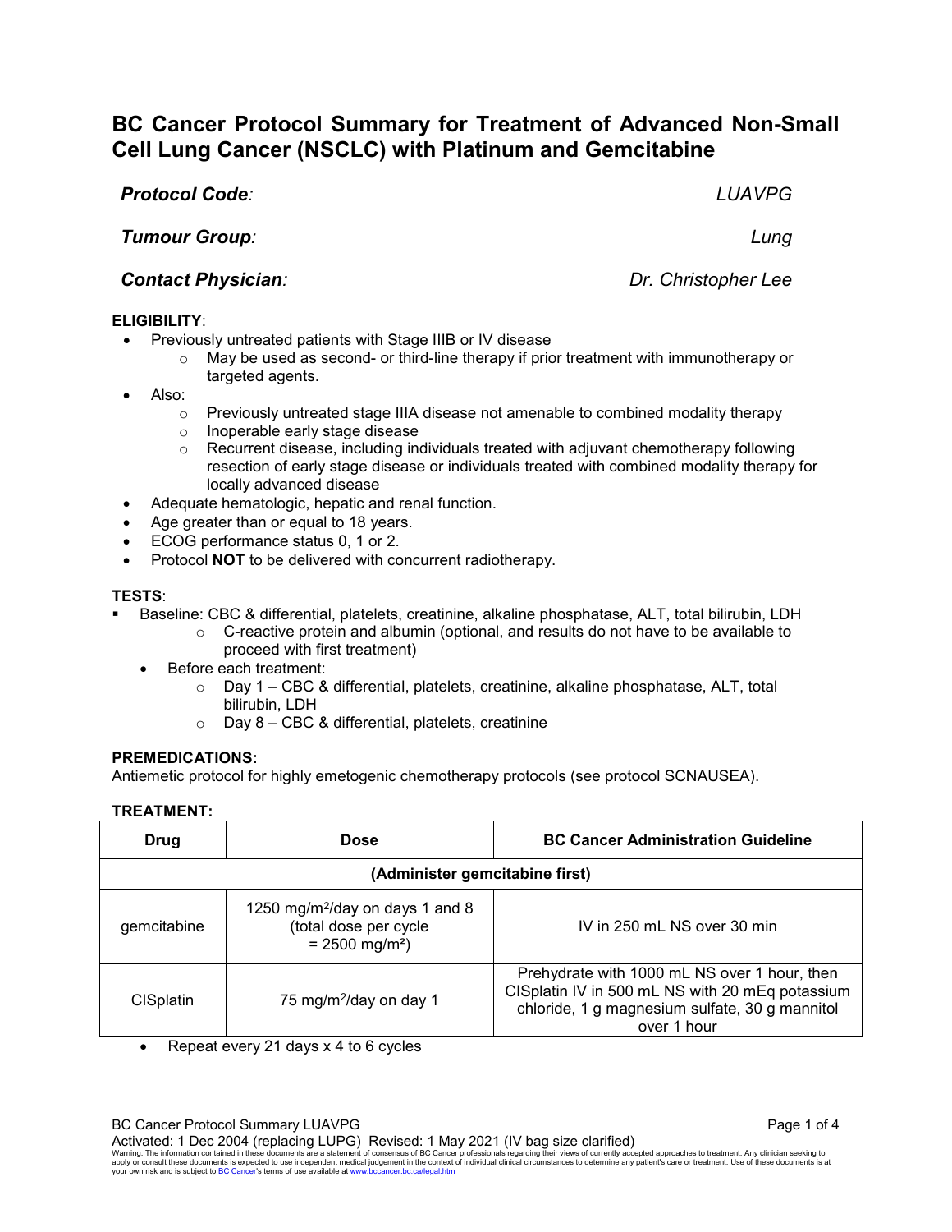# BC Cancer Protocol Summary for Treatment of Advanced Non-Small Cell Lung Cancer (NSCLC) with Platinum and Gemcitabine

***Protocol Code:*** *LUAVPG*

***Tumour Group:*** *Lung*

***Contact Physician:*** *Dr. Christopher Lee*

**ELIGIBILITY**:

- Previously untreated patients with Stage IIIB or IV disease
  - May be used as second- or third-line therapy if prior treatment with immunotherapy or targeted agents.
- Also:
  - Previously untreated stage IIIA disease not amenable to combined modality therapy
  - Inoperable early stage disease
  - Recurrent disease, including individuals treated with adjuvant chemotherapy following resection of early stage disease or individuals treated with combined modality therapy for locally advanced disease
- Adequate hematologic, hepatic and renal function.
- Age greater than or equal to 18 years.
- ECOG performance status 0, 1 or 2.
- Protocol **NOT** to be delivered with concurrent radiotherapy.

**TESTS**:

- Baseline: CBC & differential, platelets, creatinine, alkaline phosphatase, ALT, total bilirubin, LDH
  - C-reactive protein and albumin (optional, and results do not have to be available to proceed with first treatment)
- Before each treatment:
  - Day 1 – CBC & differential, platelets, creatinine, alkaline phosphatase, ALT, total bilirubin, LDH
  - Day 8 – CBC & differential, platelets, creatinine

**PREMEDICATIONS:**

Antiemetic protocol for highly emetogenic chemotherapy protocols (see protocol SCNAUSEA).

**TREATMENT:**

| Drug | Dose | BC Cancer Administration Guideline |
|---|---|---|
| **(Administer gemcitabine first)** | | |
| gemcitabine | 1250 mg/m$^2$/day on days 1 and 8 (total dose per cycle = 2500 mg/m$^2$) | IV in 250 mL NS over 30 min |
| CISplatin | 75 mg/m$^2$/day on day 1 | Prehydrate with 1000 mL NS over 1 hour, then CISplatin IV in 500 mL NS with 20 mEq potassium chloride, 1 g magnesium sulfate, 30 g mannitol over 1 hour |

- Repeat every 21 days x 4 to 6 cycles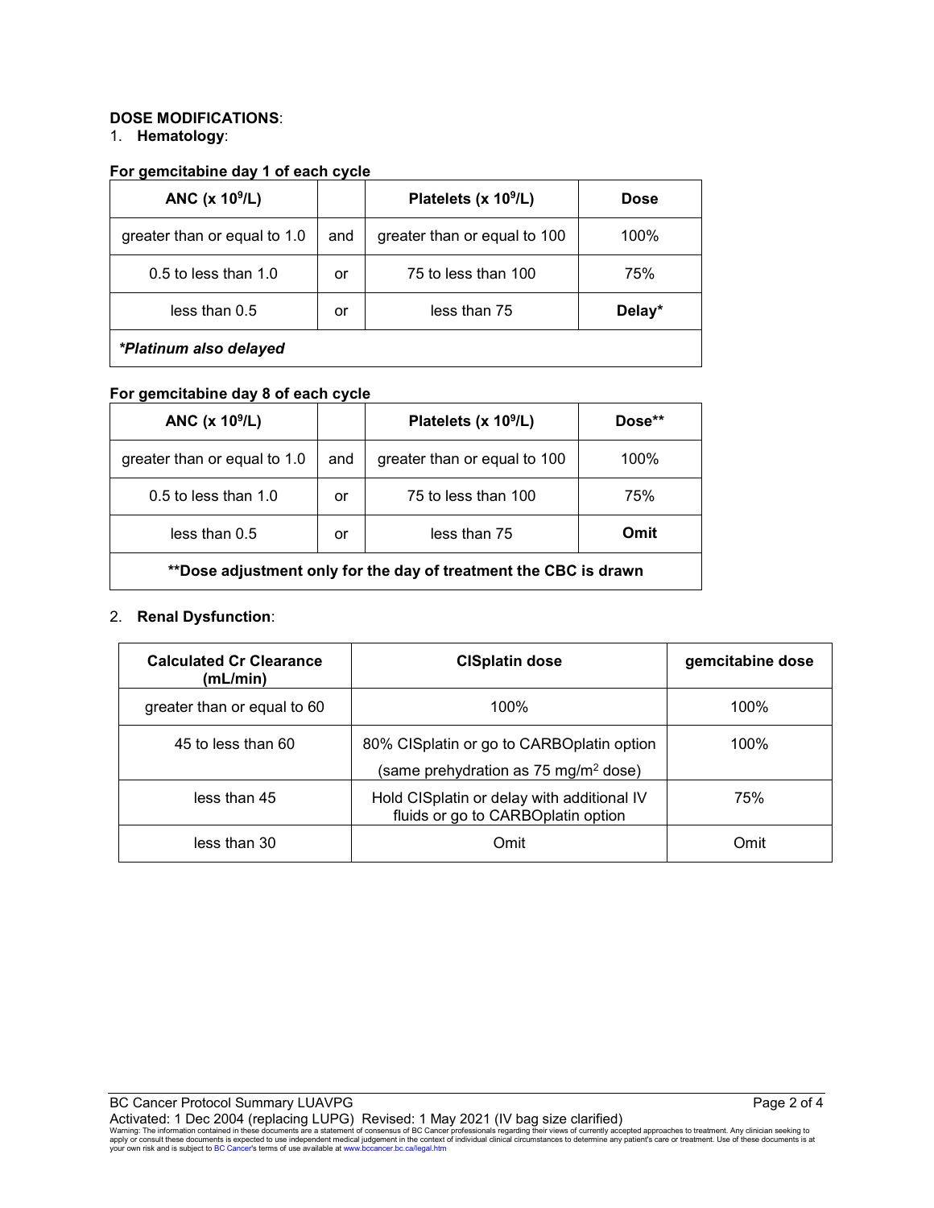**DOSE MODIFICATIONS**:

1. **Hematology**:

**For gemcitabine day 1 of each cycle**

| ANC (x $10^9$/L) | | Platelets (x $10^9$/L) | Dose |
|---|---|---|---|
| greater than or equal to 1.0 | and | greater than or equal to 100 | 100% |
| 0.5 to less than 1.0 | or | 75 to less than 100 | 75% |
| less than 0.5 | or | less than 75 | **Delay*** |
| ***Platinum also delayed** | | | |

**For gemcitabine day 8 of each cycle**

| ANC (x $10^9$/L) | | Platelets (x $10^9$/L) | Dose** |
|---|---|---|---|
| greater than or equal to 1.0 | and | greater than or equal to 100 | 100% |
| 0.5 to less than 1.0 | or | 75 to less than 100 | 75% |
| less than 0.5 | or | less than 75 | **Omit** |
| **Dose adjustment only for the day of treatment the CBC is drawn | | | |

2. **Renal Dysfunction**:

| Calculated Cr Clearance (mL/min) | CISplatin dose | gemcitabine dose |
|---|---|---|
| greater than or equal to 60 | 100% | 100% |
| 45 to less than 60 | 80% CISplatin or go to CARBOplatin option (same prehydration as 75 mg/m² dose) | 100% |
| less than 45 | Hold CISplatin or delay with additional IV fluids or go to CARBOplatin option | 75% |
| less than 30 | Omit | Omit |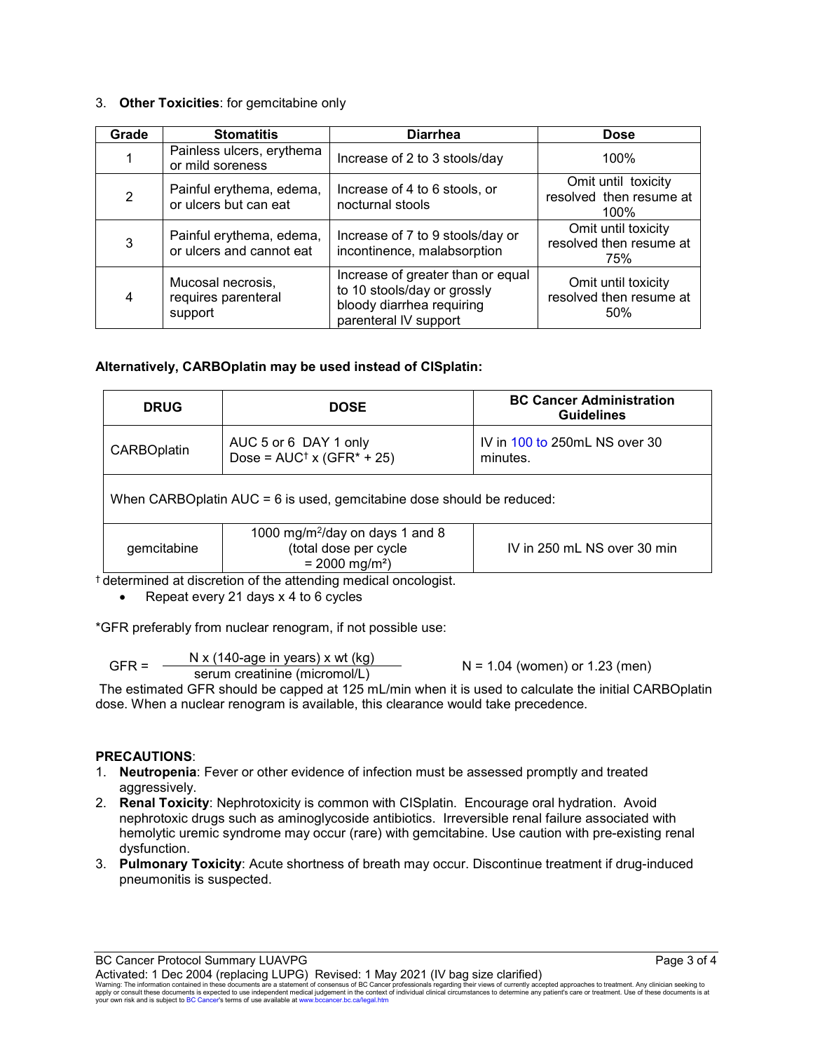3. **Other Toxicities**: for gemcitabine only

| Grade | Stomatitis | Diarrhea | Dose |
|---|---|---|---|
| 1 | Painless ulcers, erythema or mild soreness | Increase of 2 to 3 stools/day | 100% |
| 2 | Painful erythema, edema, or ulcers but can eat | Increase of 4 to 6 stools, or nocturnal stools | Omit until toxicity resolved then resume at 100% |
| 3 | Painful erythema, edema, or ulcers and cannot eat | Increase of 7 to 9 stools/day or incontinence, malabsorption | Omit until toxicity resolved then resume at 75% |
| 4 | Mucosal necrosis, requires parenteral support | Increase of greater than or equal to 10 stools/day or grossly bloody diarrhea requiring parenteral IV support | Omit until toxicity resolved then resume at 50% |

**Alternatively, CARBOplatin may be used instead of CISplatin:**

| DRUG | DOSE | BC Cancer Administration Guidelines |
|---|---|---|
| CARBOplatin | AUC 5 or 6 DAY 1 only<br>Dose = AUC[†] x (GFR* + 25) | IV in 100 to 250mL NS over 30 minutes. |
| When CARBOplatin AUC = 6 is used, gemcitabine dose should be reduced: | | |
| gemcitabine | 1000 mg/m²/day on days 1 and 8<br>(total dose per cycle = 2000 mg/m²) | IV in 250 mL NS over 30 min |

[†] determined at discretion of the attending medical oncologist.

- Repeat every 21 days x 4 to 6 cycles

*GFR preferably from nuclear renogram, if not possible use:

$$\text{GFR} = \frac{\text{N x (140-age in years) x wt (kg)}}{\text{serum creatinine (micromol/L)}} \qquad \text{N = 1.04 (women) or 1.23 (men)}$$

The estimated GFR should be capped at 125 mL/min when it is used to calculate the initial CARBOplatin dose. When a nuclear renogram is available, this clearance would take precedence.

**PRECAUTIONS**:

1. **Neutropenia**: Fever or other evidence of infection must be assessed promptly and treated aggressively.
2. **Renal Toxicity**: Nephrotoxicity is common with CISplatin. Encourage oral hydration. Avoid nephrotoxic drugs such as aminoglycoside antibiotics. Irreversible renal failure associated with hemolytic uremic syndrome may occur (rare) with gemcitabine. Use caution with pre-existing renal dysfunction.
3. **Pulmonary Toxicity**: Acute shortness of breath may occur. Discontinue treatment if drug-induced pneumonitis is suspected.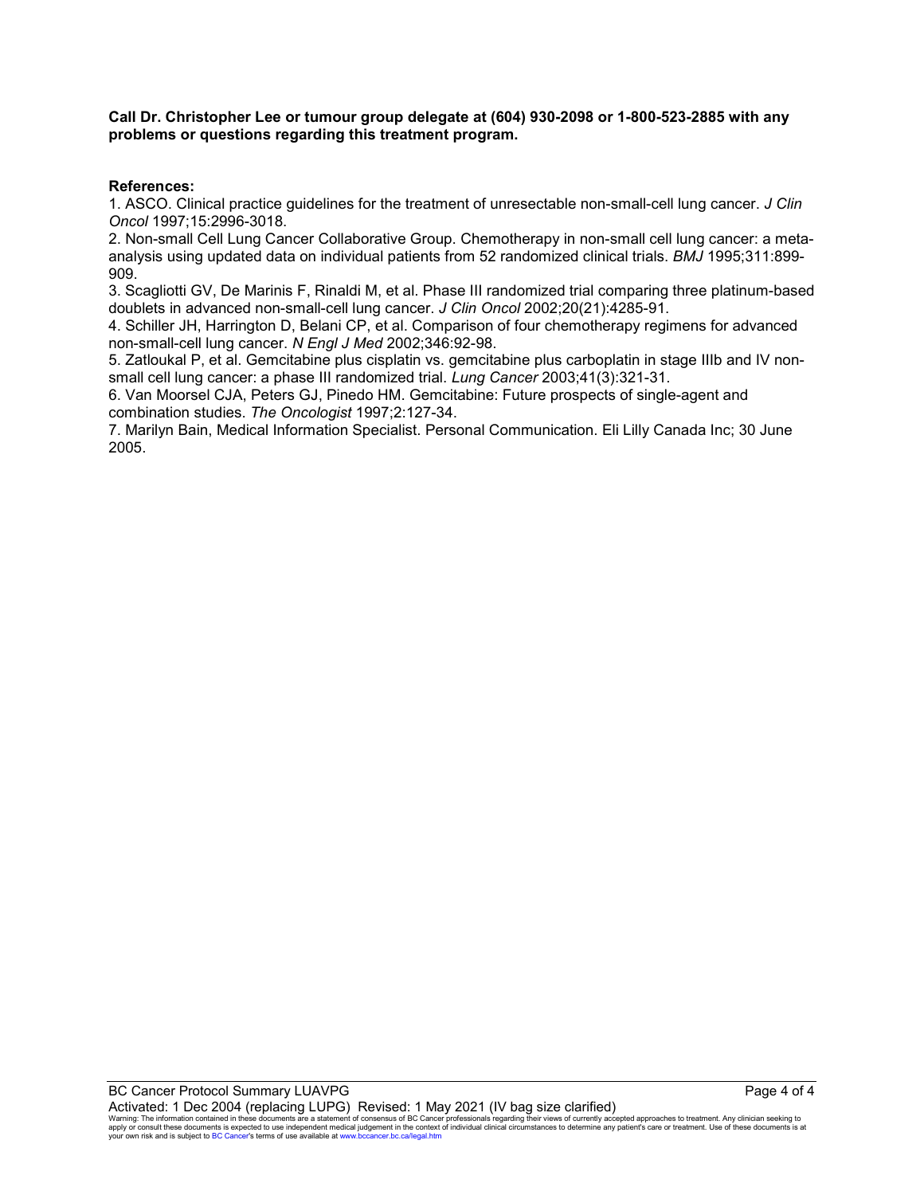**Call Dr. Christopher Lee or tumour group delegate at (604) 930-2098 or 1-800-523-2885 with any problems or questions regarding this treatment program.**

**References:**

1. ASCO. Clinical practice guidelines for the treatment of unresectable non-small-cell lung cancer. *J Clin Oncol* 1997;15:2996-3018.
2. Non-small Cell Lung Cancer Collaborative Group. Chemotherapy in non-small cell lung cancer: a meta-analysis using updated data on individual patients from 52 randomized clinical trials. *BMJ* 1995;311:899-909.
3. Scagliotti GV, De Marinis F, Rinaldi M, et al. Phase III randomized trial comparing three platinum-based doublets in advanced non-small-cell lung cancer. *J Clin Oncol* 2002;20(21):4285-91.
4. Schiller JH, Harrington D, Belani CP, et al. Comparison of four chemotherapy regimens for advanced non-small-cell lung cancer. *N Engl J Med* 2002;346:92-98.
5. Zatloukal P, et al. Gemcitabine plus cisplatin vs. gemcitabine plus carboplatin in stage IIIb and IV non-small cell lung cancer: a phase III randomized trial. *Lung Cancer* 2003;41(3):321-31.
6. Van Moorsel CJA, Peters GJ, Pinedo HM. Gemcitabine: Future prospects of single-agent and combination studies. *The Oncologist* 1997;2:127-34.
7. Marilyn Bain, Medical Information Specialist. Personal Communication. Eli Lilly Canada Inc; 30 June 2005.